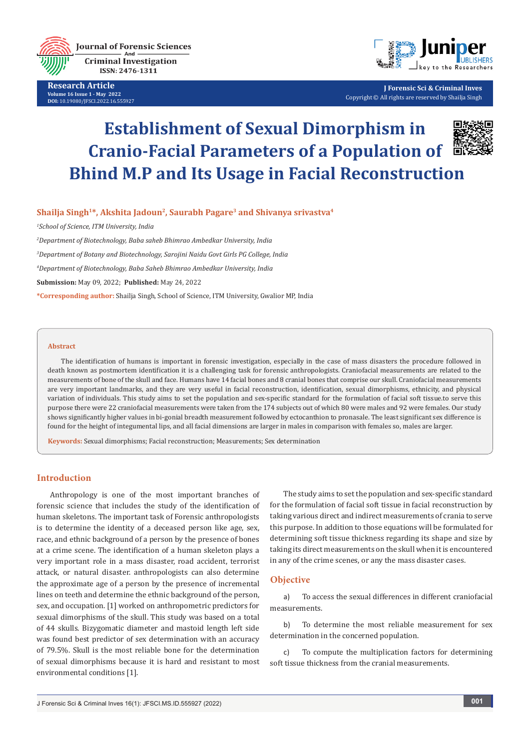Research Article

# Establishment of Sexual Dimorphism in Cranio-Facial Parameters of a Population of Bhind M.P and Its Usage in Facial Reconstruction

**Shaija Singh[1]*, Akshita Jadoun[2], Saurabh Pagare[3] and Shivanya srivastva[4]**

[1]*School of Science, ITM University, India*

[2]*Department of Biotechnology, Baba saheb Bhimrao Ambedkar University, India*

[3]*Department of Botany and Biotechnology, Sarojini Naidu Govt Girls PG College, India*

[4]*Department of Biotechnology, Baba Saheb Bhimrao Ambedkar University, India*

**Submission:** May 09, 2022; **Published:** May 24, 2022

***Corresponding author:** Shailja Singh, School of Science, ITM University, Gwalior MP, India

## Abstract

The identification of humans is important in forensic investigation, especially in the case of mass disasters the procedure followed in death known as postmortem identification it is a challenging task for forensic anthropologists. Craniofacial measurements are related to the measurements of bone of the skull and face. Humans have 14 facial bones and 8 cranial bones that comprise our skull. Craniofacial measurements are very important landmarks, and they are very useful in facial reconstruction, identification, sexual dimorphisms, ethnicity, and physical variation of individuals. This study aims to set the population and sex-specific standard for the formulation of facial soft tissue.to serve this purpose there were 22 craniofacial measurements were taken from the 174 subjects out of which 80 were males and 92 were females. Our study shows significantly higher values in bi-gonial breadth measurement followed by ectocanthion to pronasale. The least significant sex difference is found for the height of integumental lips, and all facial dimensions are larger in males in comparison with females so, males are larger.

**Keywords:** Sexual dimorphisms; Facial reconstruction; Measurements; Sex determination

## Introduction

Anthropology is one of the most important branches of forensic science that includes the study of the identification of human skeletons. The important task of Forensic anthropologists is to determine the identity of a deceased person like age, sex, race, and ethnic background of a person by the presence of bones at a crime scene. The identification of a human skeleton plays a very important role in a mass disaster, road accident, terrorist attack, or natural disaster. anthropologists can also determine the approximate age of a person by the presence of incremental lines on teeth and determine the ethnic background of the person, sex, and occupation. [1] worked on anthropometric predictors for sexual dimorphisms of the skull. This study was based on a total of 44 skulls. Bizygomatic diameter and mastoid length left side was found best predictor of sex determination with an accuracy of 79.5%. Skull is the most reliable bone for the determination of sexual dimorphisms because it is hard and resistant to most environmental conditions [1].

The study aims to set the population and sex-specific standard for the formulation of facial soft tissue in facial reconstruction by taking various direct and indirect measurements of crania to serve this purpose. In addition to those equations will be formulated for determining soft tissue thickness regarding its shape and size by taking its direct measurements on the skull when it is encountered in any of the crime scenes, or any the mass disaster cases.

## Objective

a) To access the sexual differences in different craniofacial measurements.

b) To determine the most reliable measurement for sex determination in the concerned population.

c) To compute the multiplication factors for determining soft tissue thickness from the cranial measurements.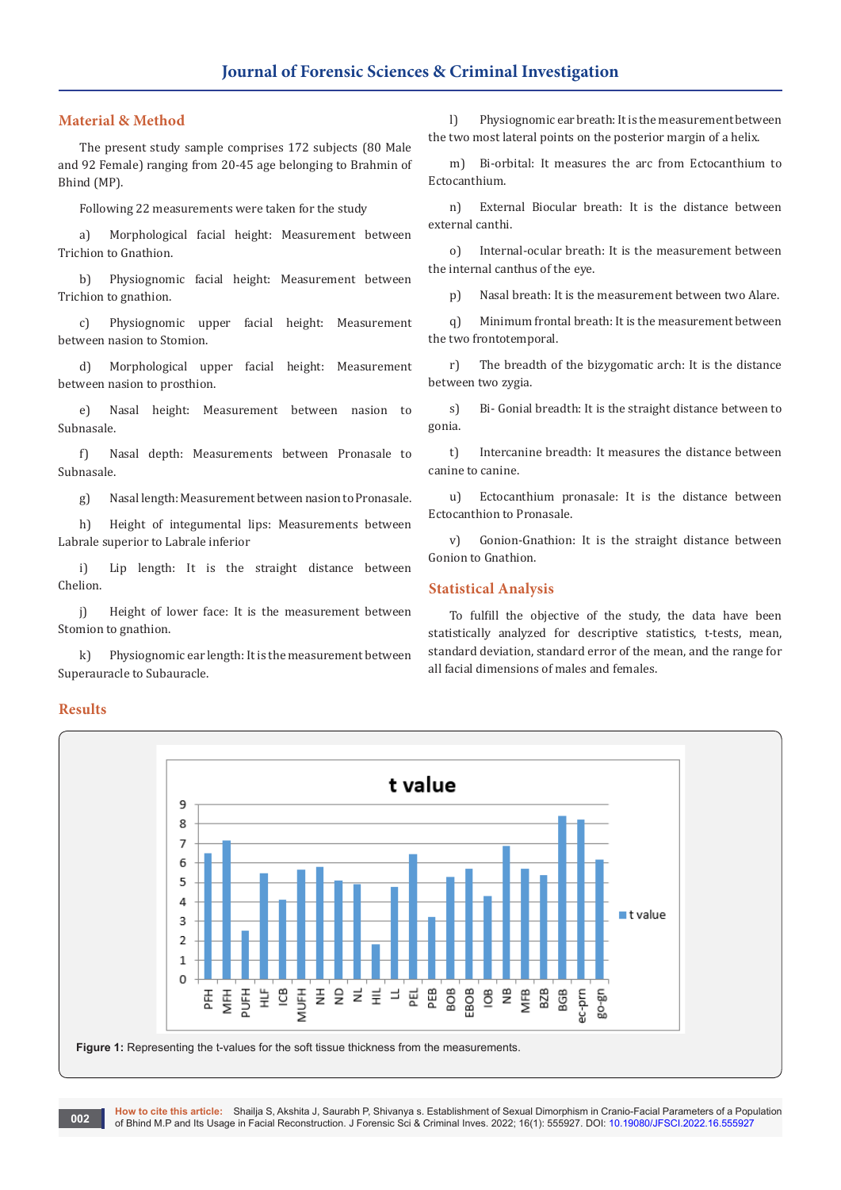## Material & Method

The present study sample comprises 172 subjects (80 Male and 92 Female) ranging from 20-45 age belonging to Brahmin of Bhind (MP).

Following 22 measurements were taken for the study

a) Morphological facial height: Measurement between Trichion to Gnathion.

b) Physiognomic facial height: Measurement between Trichion to gnathion.

c) Physiognomic upper facial height: Measurement between nasion to Stomion.

d) Morphological upper facial height: Measurement between nasion to prosthion.

e) Nasal height: Measurement between nasion to Subnasale.

f) Nasal depth: Measurements between Pronasale to Subnasale.

g) Nasal length: Measurement between nasion to Pronasale.

h) Height of integumental lips: Measurements between Labrale superior to Labrale inferior

i) Lip length: It is the straight distance between Chelion.

j) Height of lower face: It is the measurement between Stomion to gnathion.

k) Physiognomic ear length: It is the measurement between Superauracle to Subauracle.

l) Physiognomic ear breath: It is the measurement between the two most lateral points on the posterior margin of a helix.

m) Bi-orbital: It measures the arc from Ectocanthium to Ectocanthium.

n) External Biocular breath: It is the distance between external canthi.

o) Internal-ocular breath: It is the measurement between the internal canthus of the eye.

p) Nasal breath: It is the measurement between two Alare.

q) Minimum frontal breath: It is the measurement between the two frontotemporal.

r) The breadth of the bizygomatic arch: It is the distance between two zygia.

s) Bi- Gonial breadth: It is the straight distance between to gonia.

t) Intercanine breadth: It measures the distance between canine to canine.

u) Ectocanthium pronasale: It is the distance between Ectocanthion to Pronasale.

v) Gonion-Gnathion: It is the straight distance between Gonion to Gnathion.

## Statistical Analysis

To fulfill the objective of the study, the data have been statistically analyzed for descriptive statistics, t-tests, mean, standard deviation, standard error of the mean, and the range for all facial dimensions of males and females.

## Results

**Figure 1:** Representing the t-values for the soft tissue thickness from the measurements.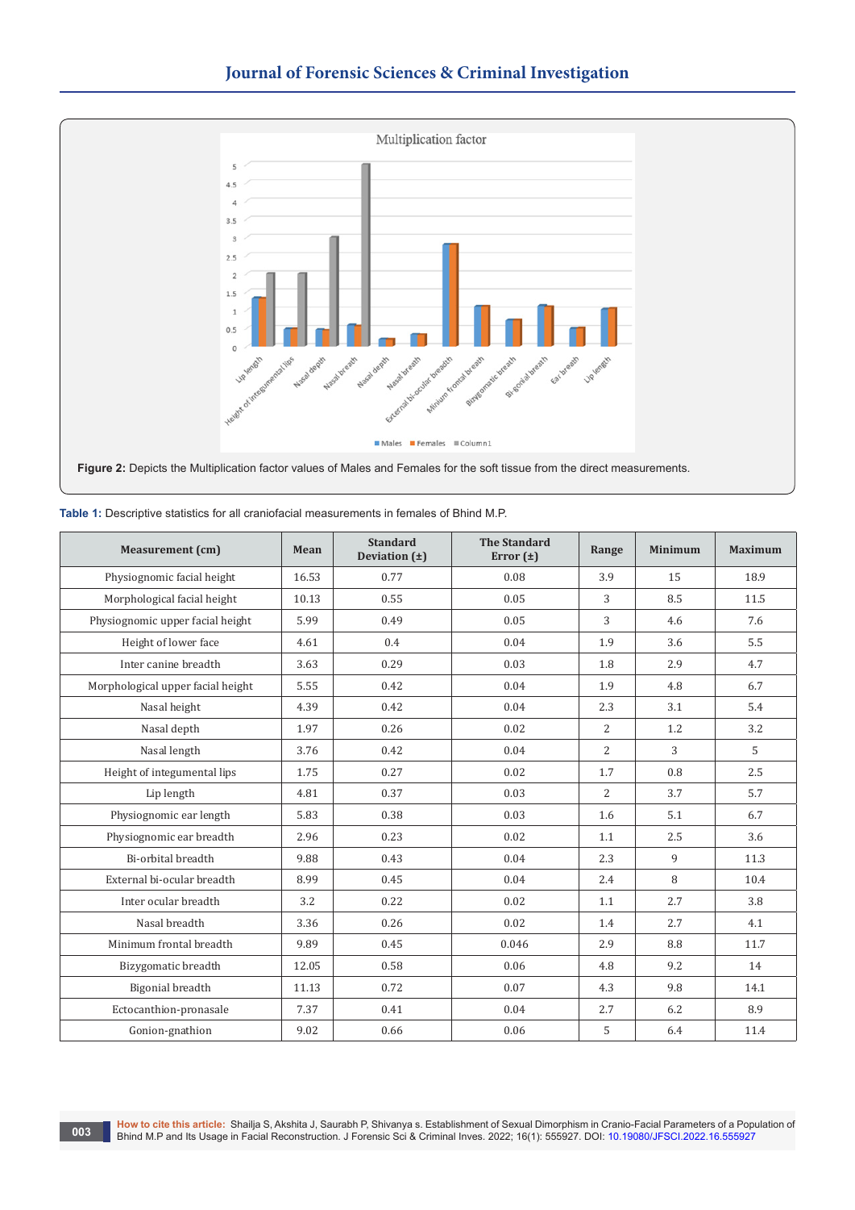Figure 2: Depicts the Multiplication factor values of Males and Females for the soft tissue from the direct measurements.

**Table 1:** Descriptive statistics for all craniofacial measurements in females of Bhind M.P.

| Measurement (cm) | Mean | Standard Deviation (±) | The Standard Error (±) | Range | Minimum | Maximum |
|---|---|---|---|---|---|---|
| Physiognomic facial height | 16.53 | 0.77 | 0.08 | 3.9 | 15 | 18.9 |
| Morphological facial height | 10.13 | 0.55 | 0.05 | 3 | 8.5 | 11.5 |
| Physiognomic upper facial height | 5.99 | 0.49 | 0.05 | 3 | 4.6 | 7.6 |
| Height of lower face | 4.61 | 0.4 | 0.04 | 1.9 | 3.6 | 5.5 |
| Inter canine breadth | 3.63 | 0.29 | 0.03 | 1.8 | 2.9 | 4.7 |
| Morphological upper facial height | 5.55 | 0.42 | 0.04 | 1.9 | 4.8 | 6.7 |
| Nasal height | 4.39 | 0.42 | 0.04 | 2.3 | 3.1 | 5.4 |
| Nasal depth | 1.97 | 0.26 | 0.02 | 2 | 1.2 | 3.2 |
| Nasal length | 3.76 | 0.42 | 0.04 | 2 | 3 | 5 |
| Height of integumental lips | 1.75 | 0.27 | 0.02 | 1.7 | 0.8 | 2.5 |
| Lip length | 4.81 | 0.37 | 0.03 | 2 | 3.7 | 5.7 |
| Physiognomic ear length | 5.83 | 0.38 | 0.03 | 1.6 | 5.1 | 6.7 |
| Physiognomic ear breadth | 2.96 | 0.23 | 0.02 | 1.1 | 2.5 | 3.6 |
| Bi-orbital breadth | 9.88 | 0.43 | 0.04 | 2.3 | 9 | 11.3 |
| External bi-ocular breadth | 8.99 | 0.45 | 0.04 | 2.4 | 8 | 10.4 |
| Inter ocular breadth | 3.2 | 0.22 | 0.02 | 1.1 | 2.7 | 3.8 |
| Nasal breadth | 3.36 | 0.26 | 0.02 | 1.4 | 2.7 | 4.1 |
| Minimum frontal breadth | 9.89 | 0.45 | 0.046 | 2.9 | 8.8 | 11.7 |
| Bizygomatic breadth | 12.05 | 0.58 | 0.06 | 4.8 | 9.2 | 14 |
| Bigonial breadth | 11.13 | 0.72 | 0.07 | 4.3 | 9.8 | 14.1 |
| Ectocanthion-pronasale | 7.37 | 0.41 | 0.04 | 2.7 | 6.2 | 8.9 |
| Gonion-gnathion | 9.02 | 0.66 | 0.06 | 5 | 6.4 | 11.4 |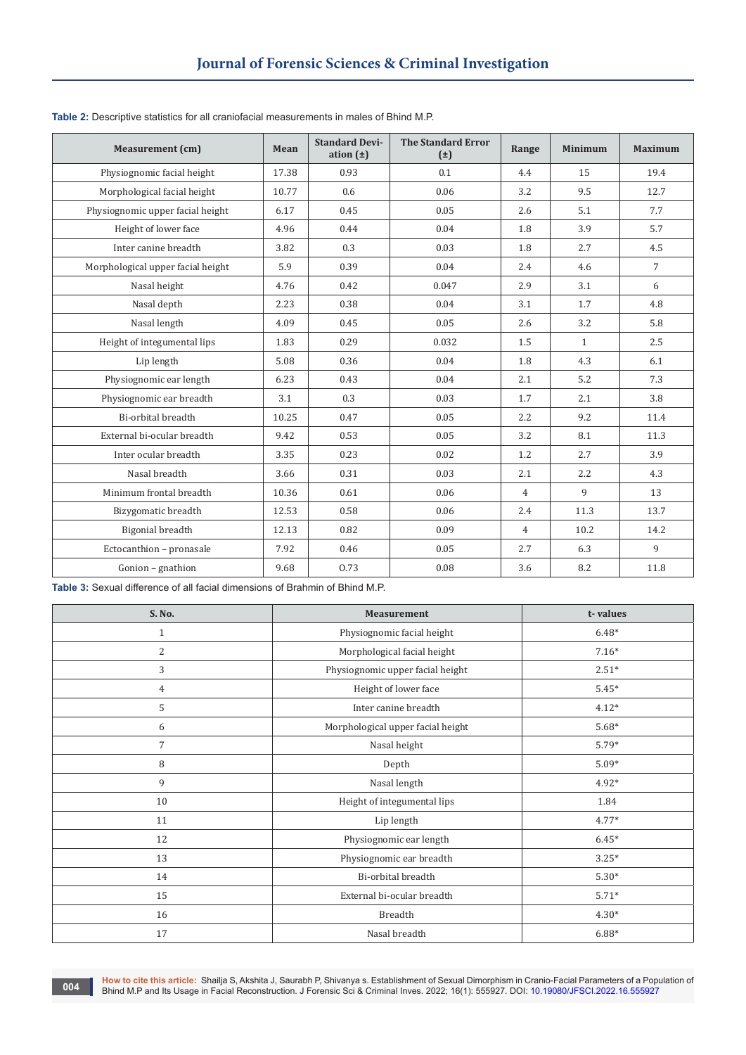**Table 2:** Descriptive statistics for all craniofacial measurements in males of Bhind M.P.

| Measurement (cm) | Mean | Standard Deviation (±) | The Standard Error (±) | Range | Minimum | Maximum |
|---|---|---|---|---|---|---|
| Physiognomic facial height | 17.38 | 0.93 | 0.1 | 4.4 | 15 | 19.4 |
| Morphological facial height | 10.77 | 0.6 | 0.06 | 3.2 | 9.5 | 12.7 |
| Physiognomic upper facial height | 6.17 | 0.45 | 0.05 | 2.6 | 5.1 | 7.7 |
| Height of lower face | 4.96 | 0.44 | 0.04 | 1.8 | 3.9 | 5.7 |
| Inter canine breadth | 3.82 | 0.3 | 0.03 | 1.8 | 2.7 | 4.5 |
| Morphological upper facial height | 5.9 | 0.39 | 0.04 | 2.4 | 4.6 | 7 |
| Nasal height | 4.76 | 0.42 | 0.047 | 2.9 | 3.1 | 6 |
| Nasal depth | 2.23 | 0.38 | 0.04 | 3.1 | 1.7 | 4.8 |
| Nasal length | 4.09 | 0.45 | 0.05 | 2.6 | 3.2 | 5.8 |
| Height of integumental lips | 1.83 | 0.29 | 0.032 | 1.5 | 1 | 2.5 |
| Lip length | 5.08 | 0.36 | 0.04 | 1.8 | 4.3 | 6.1 |
| Physiognomic ear length | 6.23 | 0.43 | 0.04 | 2.1 | 5.2 | 7.3 |
| Physiognomic ear breadth | 3.1 | 0.3 | 0.03 | 1.7 | 2.1 | 3.8 |
| Bi-orbital breadth | 10.25 | 0.47 | 0.05 | 2.2 | 9.2 | 11.4 |
| External bi-ocular breadth | 9.42 | 0.53 | 0.05 | 3.2 | 8.1 | 11.3 |
| Inter ocular breadth | 3.35 | 0.23 | 0.02 | 1.2 | 2.7 | 3.9 |
| Nasal breadth | 3.66 | 0.31 | 0.03 | 2.1 | 2.2 | 4.3 |
| Minimum frontal breadth | 10.36 | 0.61 | 0.06 | 4 | 9 | 13 |
| Bizygomatic breadth | 12.53 | 0.58 | 0.06 | 2.4 | 11.3 | 13.7 |
| Bigonial breadth | 12.13 | 0.82 | 0.09 | 4 | 10.2 | 14.2 |
| Ectocanthion – pronasale | 7.92 | 0.46 | 0.05 | 2.7 | 6.3 | 9 |
| Gonion – gnathion | 9.68 | 0.73 | 0.08 | 3.6 | 8.2 | 11.8 |

**Table 3:** Sexual difference of all facial dimensions of Brahmin of Bhind M.P.

| S. No. | Measurement | t- values |
|---|---|---|
| 1 | Physiognomic facial height | 6.48* |
| 2 | Morphological facial height | 7.16* |
| 3 | Physiognomic upper facial height | 2.51* |
| 4 | Height of lower face | 5.45* |
| 5 | Inter canine breadth | 4.12* |
| 6 | Morphological upper facial height | 5.68* |
| 7 | Nasal height | 5.79* |
| 8 | Depth | 5.09* |
| 9 | Nasal length | 4.92* |
| 10 | Height of integumental lips | 1.84 |
| 11 | Lip length | 4.77* |
| 12 | Physiognomic ear length | 6.45* |
| 13 | Physiognomic ear breadth | 3.25* |
| 14 | Bi-orbital breadth | 5.30* |
| 15 | External bi-ocular breadth | 5.71* |
| 16 | Breadth | 4.30* |
| 17 | Nasal breadth | 6.88* |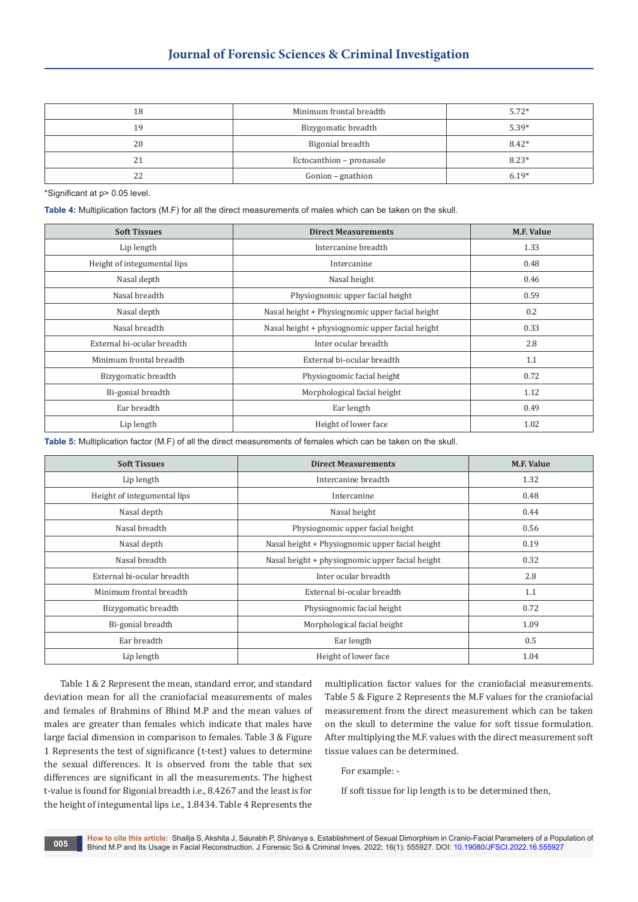| | | |
|---|---|---|
| 18 | Minimum frontal breadth | 5.72* |
| 19 | Bizygomatic breadth | 5.39* |
| 20 | Bigonial breadth | 8.42* |
| 21 | Ectocanthion – pronasale | 8.23* |
| 22 | Gonion – gnathion | 6.19* |

*Significant at p> 0.05 level.

**Table 4:** Multiplication factors (M.F) for all the direct measurements of males which can be taken on the skull.

| Soft Tissues | Direct Measurements | M.F. Value |
|---|---|---|
| Lip length | Intercanine breadth | 1.33 |
| Height of integumental lips | Intercanine | 0.48 |
| Nasal depth | Nasal height | 0.46 |
| Nasal breadth | Physiognomic upper facial height | 0.59 |
| Nasal depth | Nasal height + Physiognomic upper facial height | 0.2 |
| Nasal breadth | Nasal height + physiognomic upper facial height | 0.33 |
| External bi-ocular breadth | Inter ocular breadth | 2.8 |
| Minimum frontal breadth | External bi-ocular breadth | 1.1 |
| Bizygomatic breadth | Physiognomic facial height | 0.72 |
| Bi-gonial breadth | Morphological facial height | 1.12 |
| Ear breadth | Ear length | 0.49 |
| Lip length | Height of lower face | 1.02 |

**Table 5:** Multiplication factor (M.F) of all the direct measurements of females which can be taken on the skull.

| Soft Tissues | Direct Measurements | M.F. Value |
|---|---|---|
| Lip length | Intercanine breadth | 1.32 |
| Height of integumental lips | Intercanine | 0.48 |
| Nasal depth | Nasal height | 0.44 |
| Nasal breadth | Physiognomic upper facial height | 0.56 |
| Nasal depth | Nasal height + Physiognomic upper facial height | 0.19 |
| Nasal breadth | Nasal height + physiognomic upper facial height | 0.32 |
| External bi-ocular breadth | Inter ocular breadth | 2.8 |
| Minimum frontal breadth | External bi-ocular breadth | 1.1 |
| Bizygomatic breadth | Physiognomic facial height | 0.72 |
| Bi-gonial breadth | Morphological facial height | 1.09 |
| Ear breadth | Ear length | 0.5 |
| Lip length | Height of lower face | 1.04 |

Table 1 & 2 Represent the mean, standard error, and standard deviation mean for all the craniofacial measurements of males and females of Brahmins of Bhind M.P and the mean values of males are greater than females which indicate that males have large facial dimension in comparison to females. Table 3 & Figure 1 Represents the test of significance (t-test) values to determine the sexual differences. It is observed from the table that sex differences are significant in all the measurements. The highest t-value is found for Bigonial breadth i.e., 8.4267 and the least is for the height of integumental lips i.e., 1.8434. Table 4 Represents the multiplication factor values for the craniofacial measurements. Table 5 & Figure 2 Represents the M.F values for the craniofacial measurement from the direct measurement which can be taken on the skull to determine the value for soft tissue formulation. After multiplying the M.F. values with the direct measurement soft tissue values can be determined.

For example: -

If soft tissue for lip length is to be determined then,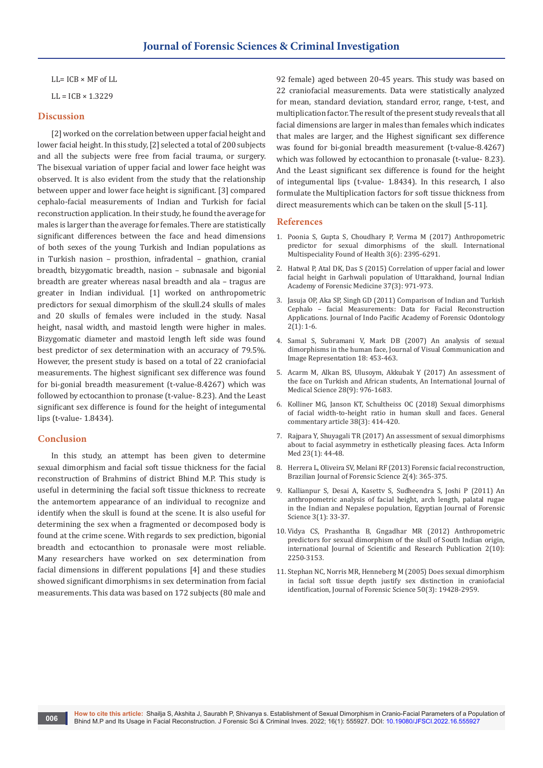LL= ICB × MF of LL

LL = ICB × 1.3229

## Discussion

[2] worked on the correlation between upper facial height and lower facial height. In this study, [2] selected a total of 200 subjects and all the subjects were free from facial trauma, or surgery. The bisexual variation of upper facial and lower face height was observed. It is also evident from the study that the relationship between upper and lower face height is significant. [3] compared cephalo-facial measurements of Indian and Turkish for facial reconstruction application. In their study, he found the average for males is larger than the average for females. There are statistically significant differences between the face and head dimensions of both sexes of the young Turkish and Indian populations as in Turkish nasion – prosthion, infradental – gnathion, cranial breadth, bizygomatic breadth, nasion – subnasale and bigonial breadth are greater whereas nasal breadth and ala – tragus are greater in Indian individual. [1] worked on anthropometric predictors for sexual dimorphism of the skull.24 skulls of males and 20 skulls of females were included in the study. Nasal height, nasal width, and mastoid length were higher in males. Bizygomatic diameter and mastoid length left side was found best predictor of sex determination with an accuracy of 79.5%. However, the present study is based on a total of 22 craniofacial measurements. The highest significant sex difference was found for bi-gonial breadth measurement (t-value-8.4267) which was followed by ectocanthion to pronase (t-value- 8.23). And the Least significant sex difference is found for the height of integumental lips (t-value- 1.8434).

## Conclusion

In this study, an attempt has been given to determine sexual dimorphism and facial soft tissue thickness for the facial reconstruction of Brahmins of district Bhind M.P. This study is useful in determining the facial soft tissue thickness to recreate the antemortem appearance of an individual to recognize and identify when the skull is found at the scene. It is also useful for determining the sex when a fragmented or decomposed body is found at the crime scene. With regards to sex prediction, bigonial breadth and ectocanthion to pronasale were most reliable. Many researchers have worked on sex determination from facial dimensions in different populations [4] and these studies showed significant dimorphisms in sex determination from facial measurements. This data was based on 172 subjects (80 male and 92 female) aged between 20-45 years. This study was based on 22 craniofacial measurements. Data were statistically analyzed for mean, standard deviation, standard error, range, t-test, and multiplication factor. The result of the present study reveals that all facial dimensions are larger in males than females which indicates that males are larger, and the Highest significant sex difference was found for bi-gonial breadth measurement (t-value-8.4267) which was followed by ectocanthion to pronasale (t-value- 8.23). And the Least significant sex difference is found for the height of integumental lips (t-value- 1.8434). In this research, I also formulate the Multiplication factors for soft tissue thickness from direct measurements which can be taken on the skull [5-11].

## References

1. Poonia S, Gupta S, Choudhary P, Verma M (2017) Anthropometric predictor for sexual dimorphisms of the skull. International Multispeciality Found of Health 3(6): 2395-6291.
2. Hatwal P, Atal DK, Das S (2015) Correlation of upper facial and lower facial height in Garhwali population of Uttarakhand, Journal Indian Academy of Forensic Medicine 37(3): 971-973.
3. Jasuja OP, Aka SP, Singh GD (2011) Comparison of Indian and Turkish Cephalo – facial Measurements: Data for Facial Reconstruction Applications. Journal of Indo Pacific Academy of Forensic Odontology 2(1): 1-6.
4. Samal S, Subramani V, Mark DB (2007) An analysis of sexual dimorphisms in the human face, Journal of Visual Communication and Image Representation 18: 453-463.
5. Acarm M, Alkan BS, Ulusoym, Akkubak Y (2017) An assessment of the face on Turkish and African students, An International Journal of Medical Science 28(9): 976-1683.
6. Kolliner MG, Janson KT, Schultheiss OC (2018) Sexual dimorphisms of facial width-to-height ratio in human skull and faces. General commentary article 38(3): 414-420.
7. Rajpara Y, Shuyagali TR (2017) An assessment of sexual dimorphisms about to facial asymmetry in esthetically pleasing faces. Acta Inform Med 23(1): 44-48.
8. Herrera L, Oliveira SV, Melani RF (2013) Forensic facial reconstruction, Brazilian Journal of Forensic Science 2(4): 365-375.
9. Kallianpur S, Desai A, Kasettv S, Sudheendra S, Joshi P (2011) An anthropometric analysis of facial height, arch length, palatal rugae in the Indian and Nepalese population, Egyptian Journal of Forensic Science 3(1): 33-37.
10. Vidya CS, Prashantha B, Gngadhar MR (2012) Anthropometric predictors for sexual dimorphism of the skull of South Indian origin, international Journal of Scientific and Research Publication 2(10): 2250-3153.
11. Stephan NC, Norris MR, Henneberg M (2005) Does sexual dimorphism in facial soft tissue depth justify sex distinction in craniofacial identification, Journal of Forensic Science 50(3): 19428-2959.

**How to cite this article:** Shailja S, Akshita J, Saurabh P, Shivanya s. Establishment of Sexual Dimorphism in Cranio-Facial Parameters of a Population of Bhind M.P and Its Usage in Facial Reconstruction. J Forensic Sci & Criminal Inves. 2022; 16(1): 555927. DOI: 10.19080/JFSCI.2022.16.555927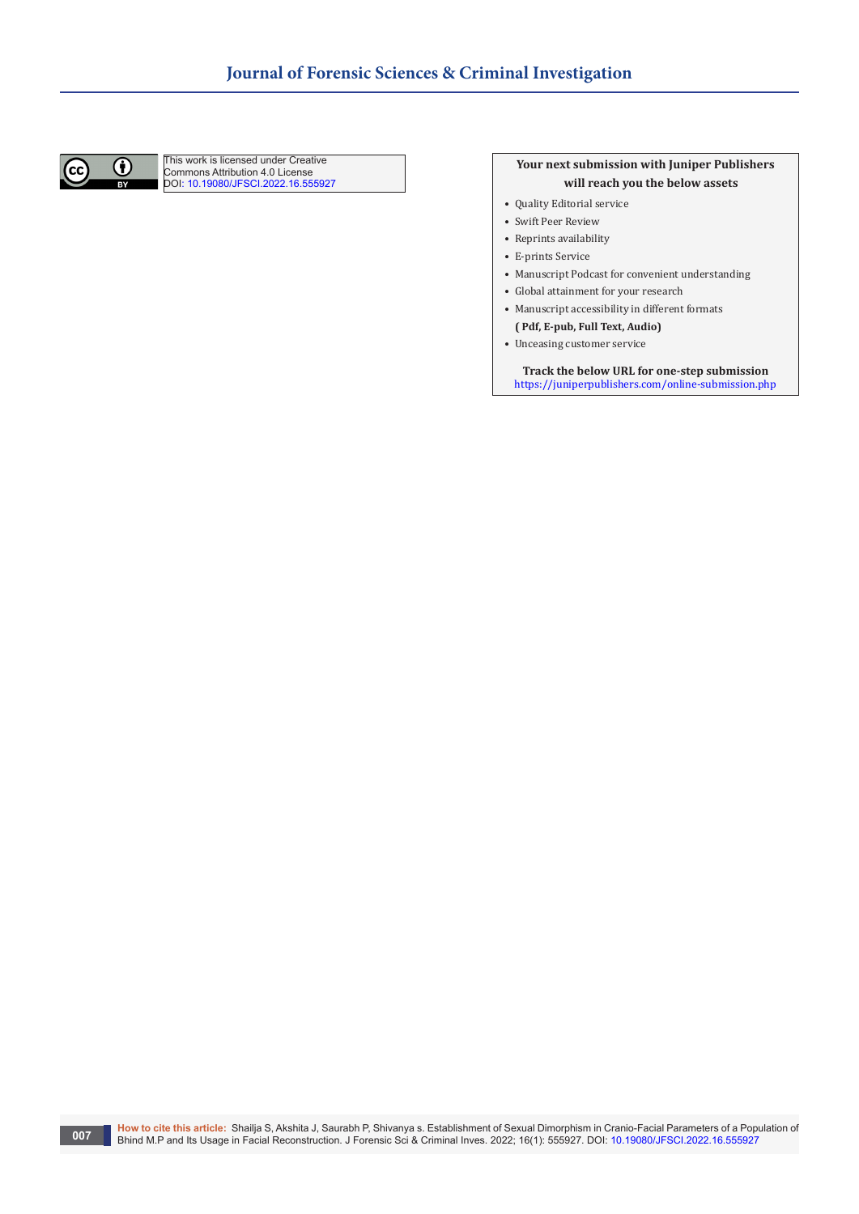This work is licensed under Creative Commons Attribution 4.0 License
DOI: 10.19080/JFSCI.2022.16.555927

**Your next submission with Juniper Publishers will reach you the below assets**

- Quality Editorial service
- Swift Peer Review
- Reprints availability
- E-prints Service
- Manuscript Podcast for convenient understanding
- Global attainment for your research
- Manuscript accessibility in different formats

  **( Pdf, E-pub, Full Text, Audio)**
- Unceasing customer service

**Track the below URL for one-step submission**
https://juniperpublishers.com/online-submission.php

**How to cite this article:** Shailja S, Akshita J, Saurabh P, Shivanya s. Establishment of Sexual Dimorphism in Cranio-Facial Parameters of a Population of Bhind M.P and Its Usage in Facial Reconstruction. J Forensic Sci & Criminal Inves. 2022; 16(1): 555927. DOI: 10.19080/JFSCI.2022.16.555927